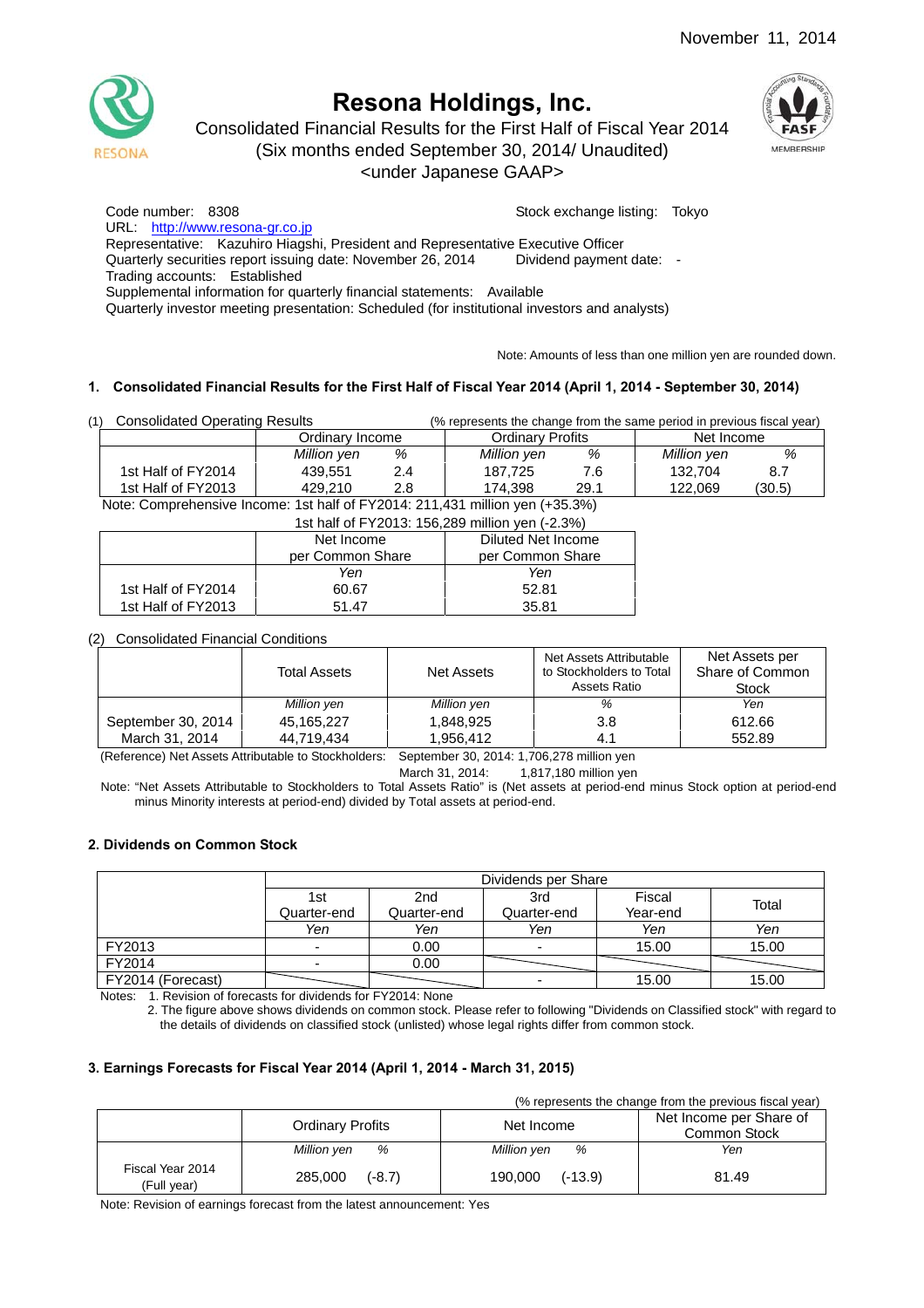November 11, 2014

# Resona Holdings, Inc.

Consolidated Financial Results for the First Half of Fiscal Year 2014
(Six months ended September 30, 2014/ Unaudited)
<under Japanese GAAP>

Code number: 8308 Stock exchange listing: Tokyo
URL: http://www.resona-gr.co.jp
Representative: Kazuhiro Hiagshi, President and Representative Executive Officer
Quarterly securities report issuing date: November 26, 2014 Dividend payment date: -
Trading accounts: Established
Supplemental information for quarterly financial statements: Available
Quarterly investor meeting presentation: Scheduled (for institutional investors and analysts)

Note: Amounts of less than one million yen are rounded down.

### 1. Consolidated Financial Results for the First Half of Fiscal Year 2014 (April 1, 2014 - September 30, 2014)

(1) Consolidated Operating Results (% represents the change from the same period in previous fiscal year)

| | Ordinary Income | | Ordinary Profits | | Net Income | |
|---|---|---|---|---|---|---|
| | *Million yen* | *%* | *Million yen* | *%* | *Million yen* | *%* |
| 1st Half of FY2014 | 439,551 | 2.4 | 187,725 | 7.6 | 132,704 | 8.7 |
| 1st Half of FY2013 | 429,210 | 2.8 | 174,398 | 29.1 | 122,069 | (30.5) |

Note: Comprehensive Income: 1st half of FY2014: 211,431 million yen (+35.3%)
1st half of FY2013: 156,289 million yen (-2.3%)

| | Net Income per Common Share | Diluted Net Income per Common Share |
|---|---|---|
| | *Yen* | *Yen* |
| 1st Half of FY2014 | 60.67 | 52.81 |
| 1st Half of FY2013 | 51.47 | 35.81 |

(2) Consolidated Financial Conditions

| | Total Assets | Net Assets | Net Assets Attributable to Stockholders to Total Assets Ratio | Net Assets per Share of Common Stock |
|---|---|---|---|---|
| | *Million yen* | *Million yen* | *%* | *Yen* |
| September 30, 2014 | 45,165,227 | 1,848,925 | 3.8 | 612.66 |
| March 31, 2014 | 44,719,434 | 1,956,412 | 4.1 | 552.89 |

(Reference) Net Assets Attributable to Stockholders: September 30, 2014: 1,706,278 million yen
March 31, 2014: 1,817,180 million yen

Note: "Net Assets Attributable to Stockholders to Total Assets Ratio" is (Net assets at period-end minus Stock option at period-end minus Minority interests at period-end) divided by Total assets at period-end.

### 2. Dividends on Common Stock

| | Dividends per Share | | | | |
|---|---|---|---|---|---|
| | 1st Quarter-end | 2nd Quarter-end | 3rd Quarter-end | Fiscal Year-end | Total |
| | *Yen* | *Yen* | *Yen* | *Yen* | *Yen* |
| FY2013 | - | 0.00 | - | 15.00 | 15.00 |
| FY2014 | - | 0.00 | | | |
| FY2014 (Forecast) | | | - | 15.00 | 15.00 |

Notes: 1. Revision of forecasts for dividends for FY2014: None
2. The figure above shows dividends on common stock. Please refer to following "Dividends on Classified stock" with regard to the details of dividends on classified stock (unlisted) whose legal rights differ from common stock.

### 3. Earnings Forecasts for Fiscal Year 2014 (April 1, 2014 - March 31, 2015)

(% represents the change from the previous fiscal year)

| | Ordinary Profits | | Net Income | | Net Income per Share of Common Stock |
|---|---|---|---|---|---|
| | *Million yen* | *%* | *Million yen* | *%* | *Yen* |
| Fiscal Year 2014 (Full year) | 285,000 | (-8.7) | 190,000 | (-13.9) | 81.49 |

Note: Revision of earnings forecast from the latest announcement: Yes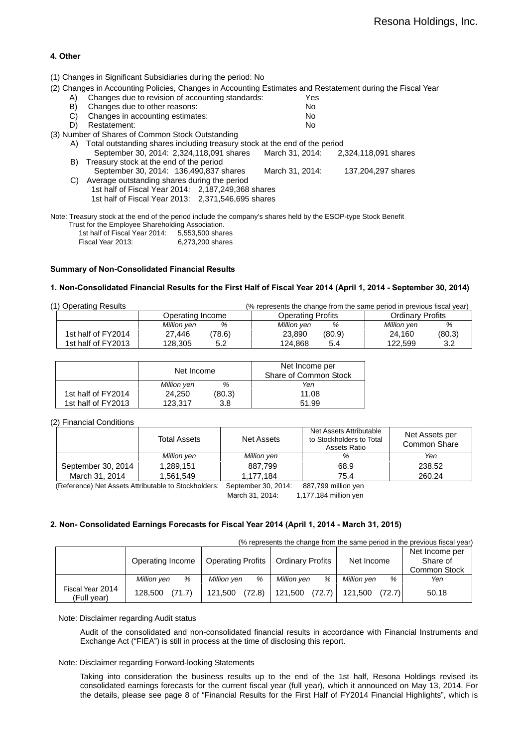#### 4. Other

(1) Changes in Significant Subsidiaries during the period: No

(2) Changes in Accounting Policies, Changes in Accounting Estimates and Restatement during the Fiscal Year

- A) Changes due to revision of accounting standards: Yes
- B) Changes due to other reasons: No
- C) Changes in accounting estimates: No
- D) Restatement: No

(3) Number of Shares of Common Stock Outstanding

- A) Total outstanding shares including treasury stock at the end of the period
  - September 30, 2014: 2,324,118,091 shares March 31, 2014: 2,324,118,091 shares
- B) Treasury stock at the end of the period
  - September 30, 2014: 136,490,837 shares March 31, 2014: 137,204,297 shares
- C) Average outstanding shares during the period
  - 1st half of Fiscal Year 2014: 2,187,249,368 shares
  - 1st half of Fiscal Year 2013: 2,371,546,695 shares

Note: Treasury stock at the end of the period include the company's shares held by the ESOP-type Stock Benefit Trust for the Employee Shareholding Association.

1st half of Fiscal Year 2014: 5,553,500 shares
Fiscal Year 2013: 6,273,200 shares

#### Summary of Non-Consolidated Financial Results

#### 1. Non-Consolidated Financial Results for the First Half of Fiscal Year 2014 (April 1, 2014 - September 30, 2014)

(1) Operating Results (% represents the change from the same period in previous fiscal year)

| | Operating Income | | Operating Profits | | Ordinary Profits | |
|---|---|---|---|---|---|---|
| | *Million yen* | *%* | *Million yen* | *%* | *Million yen* | *%* |
| 1st half of FY2014 | 27,446 | (78.6) | 23,890 | (80.9) | 24,160 | (80.3) |
| 1st half of FY2013 | 128,305 | 5.2 | 124,868 | 5.4 | 122,599 | 3.2 |

| | Net Income | | Net Income per Share of Common Stock |
|---|---|---|---|
| | *Million yen* | *%* | *Yen* |
| 1st half of FY2014 | 24,250 | (80.3) | 11.08 |
| 1st half of FY2013 | 123,317 | 3.8 | 51.99 |

(2) Financial Conditions

| | Total Assets | Net Assets | Net Assets Attributable to Stockholders to Total Assets Ratio | Net Assets per Common Share |
|---|---|---|---|---|
| | *Million yen* | *Million yen* | *%* | *Yen* |
| September 30, 2014 | 1,289,151 | 887,799 | 68.9 | 238.52 |
| March 31, 2014 | 1,561,549 | 1,177,184 | 75.4 | 260.24 |

(Reference) Net Assets Attributable to Stockholders: September 30, 2014: 887,799 million yen
March 31, 2014: 1,177,184 million yen

#### 2. Non- Consolidated Earnings Forecasts for Fiscal Year 2014 (April 1, 2014 - March 31, 2015)

(% represents the change from the same period in the previous fiscal year)

| | Operating Income | | Operating Profits | | Ordinary Profits | | Net Income | | Net Income per Share of Common Stock |
|---|---|---|---|---|---|---|---|---|---|
| | *Million yen* | *%* | *Million yen* | *%* | *Million yen* | *%* | *Million yen* | *%* | *Yen* |
| Fiscal Year 2014 (Full year) | 128,500 | (71.7) | 121,500 | (72.8) | 121,500 | (72.7) | 121,500 | (72.7) | 50.18 |

Note: Disclaimer regarding Audit status

Audit of the consolidated and non-consolidated financial results in accordance with Financial Instruments and Exchange Act ("FIEA") is still in process at the time of disclosing this report.

Note: Disclaimer regarding Forward-looking Statements

Taking into consideration the business results up to the end of the 1st half, Resona Holdings revised its consolidated earnings forecasts for the current fiscal year (full year), which it announced on May 13, 2014. For the details, please see page 8 of "Financial Results for the First Half of FY2014 Financial Highlights", which is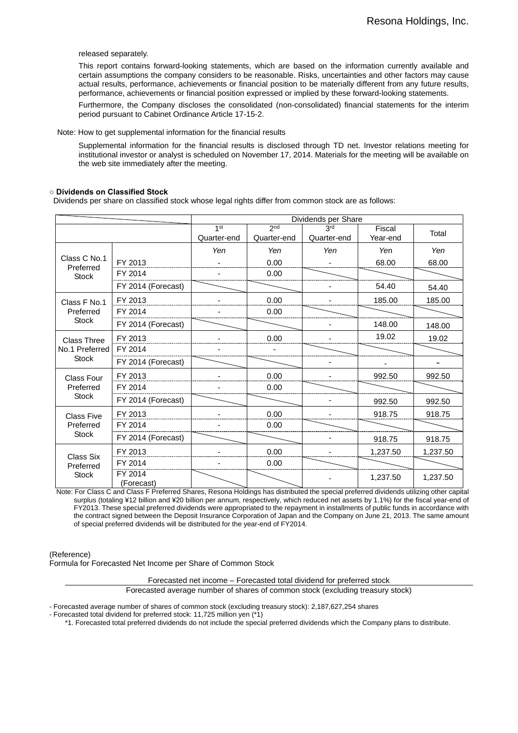released separately.

This report contains forward-looking statements, which are based on the information currently available and certain assumptions the company considers to be reasonable. Risks, uncertainties and other factors may cause actual results, performance, achievements or financial position to be materially different from any future results, performance, achievements or financial position expressed or implied by these forward-looking statements.

Furthermore, the Company discloses the consolidated (non-consolidated) financial statements for the interim period pursuant to Cabinet Ordinance Article 17-15-2.

Note: How to get supplemental information for the financial results

Supplemental information for the financial results is disclosed through TD net. Investor relations meeting for institutional investor or analyst is scheduled on November 17, 2014. Materials for the meeting will be available on the web site immediately after the meeting.

○ **Dividends on Classified Stock**

Dividends per share on classified stock whose legal rights differ from common stock are as follows:

| | | Dividends per Share | | | | |
|---|---|---|---|---|---|---|
| | | 1st Quarter-end | 2nd Quarter-end | 3rd Quarter-end | Fiscal Year-end | Total |
| | | *Yen* | *Yen* | *Yen* | *Yen* | *Yen* |
| Class C No.1 Preferred Stock | FY 2013 | - | 0.00 | - | 68.00 | 68.00 |
| | FY 2014 | - | 0.00 | | | |
| | FY 2014 (Forecast) | | | - | 54.40 | 54.40 |
| Class F No.1 Preferred Stock | FY 2013 | - | 0.00 | - | 185.00 | 185.00 |
| | FY 2014 | - | 0.00 | | | |
| | FY 2014 (Forecast) | | | - | 148.00 | 148.00 |
| Class Three No.1 Preferred Stock | FY 2013 | - | 0.00 | - | 19.02 | 19.02 |
| | FY 2014 | - | - | | | |
| | FY 2014 (Forecast) | | | - | - | - |
| Class Four Preferred Stock | FY 2013 | - | 0.00 | - | 992.50 | 992.50 |
| | FY 2014 | - | 0.00 | | | |
| | FY 2014 (Forecast) | | | - | 992.50 | 992.50 |
| Class Five Preferred Stock | FY 2013 | - | 0.00 | - | 918.75 | 918.75 |
| | FY 2014 | - | 0.00 | | | |
| | FY 2014 (Forecast) | | | - | 918.75 | 918.75 |
| Class Six Preferred Stock | FY 2013 | - | 0.00 | - | 1,237.50 | 1,237.50 |
| | FY 2014 | - | 0.00 | | | |
| | FY 2014 (Forecast) | | | - | 1,237.50 | 1,237.50 |

Note: For Class C and Class F Preferred Shares, Resona Holdings has distributed the special preferred dividends utilizing other capital surplus (totaling ¥12 billion and ¥20 billion per annum, respectively, which reduced net assets by 1.1%) for the fiscal year-end of FY2013. These special preferred dividends were appropriated to the repayment in installments of public funds in accordance with the contract signed between the Deposit Insurance Corporation of Japan and the Company on June 21, 2013. The same amount of special preferred dividends will be distributed for the year-end of FY2014.

(Reference)

Formula for Forecasted Net Income per Share of Common Stock

$$\frac{\text{Forecasted net income} - \text{Forecasted total dividend for preferred stock}}{\text{Forecasted average number of shares of common stock (excluding treasury stock)}}$$

- Forecasted average number of shares of common stock (excluding treasury stock): 2,187,627,254 shares
- Forecasted total dividend for preferred stock: 11,725 million yen (*1)

*1. Forecasted total preferred dividends do not include the special preferred dividends which the Company plans to distribute.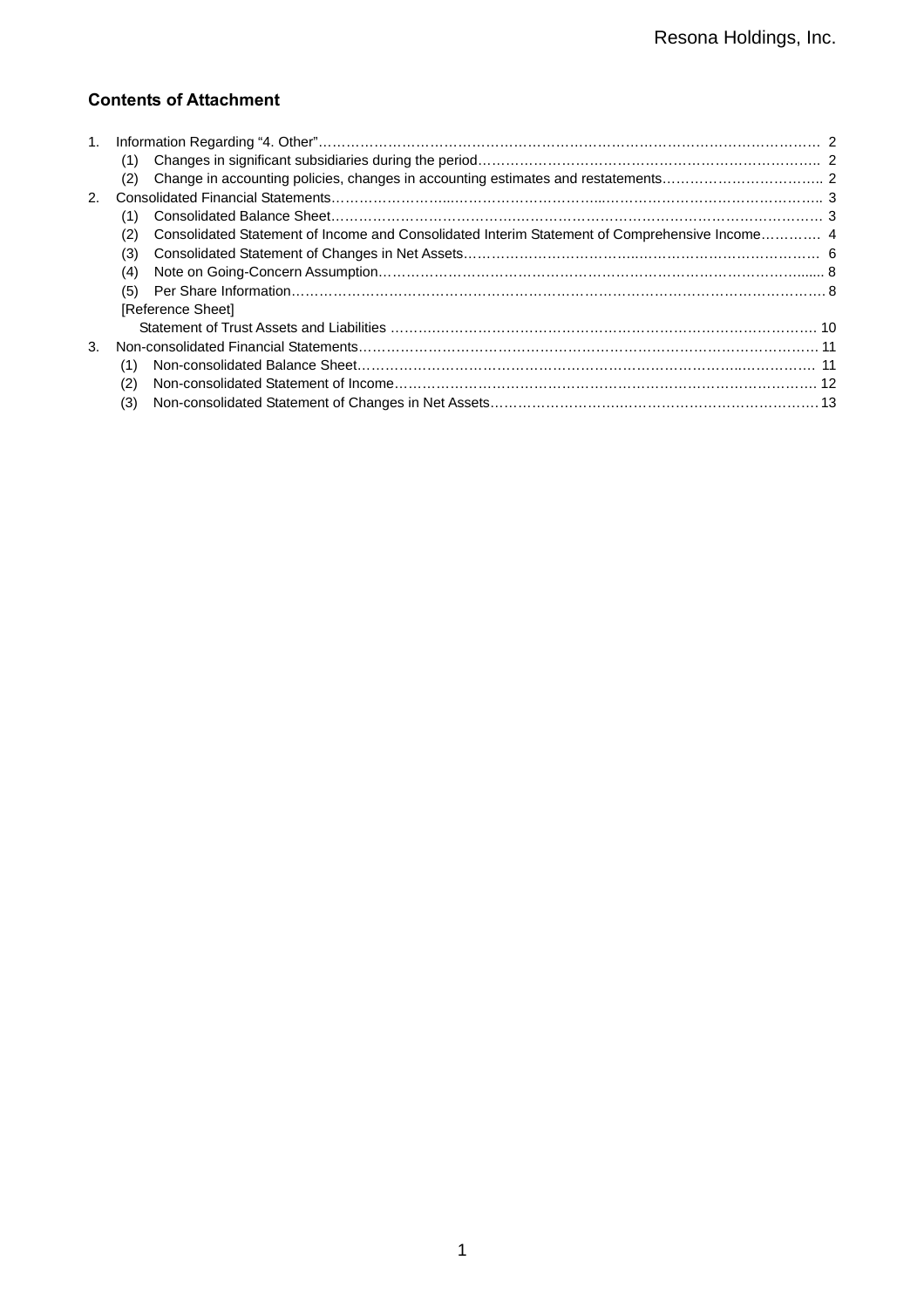## Contents of Attachment

1. Information Regarding "4. Other"………………………………………………………………………………………… 2
   - (1) Changes in significant subsidiaries during the period…………………………………………………………….. 2
   - (2) Change in accounting policies, changes in accounting estimates and restatements…………………………….. 2
2. Consolidated Financial Statements………………………………………………………………………………….. 3
   - (1) Consolidated Balance Sheet……………………………………………………………………………………… 3
   - (2) Consolidated Statement of Income and Consolidated Interim Statement of Comprehensive Income…………. 4
   - (3) Consolidated Statement of Changes in Net Assets………………………………………………………………. 6
   - (4) Note on Going-Concern Assumption…………………………………………………………………………...... 8
   - (5) Per Share Information……………………………………………………………………………………………. 8
   - [Reference Sheet]
     - Statement of Trust Assets and Liabilities ………………………………………………………………………. 10
3. Non-consolidated Financial Statements……………………………………………………………………………. 11
   - (1) Non-consolidated Balance Sheet………………………………………………………………………………… 11
   - (2) Non-consolidated Statement of Income…………………………………………………………………………. 12
   - (3) Non-consolidated Statement of Changes in Net Assets…………………………………………………………13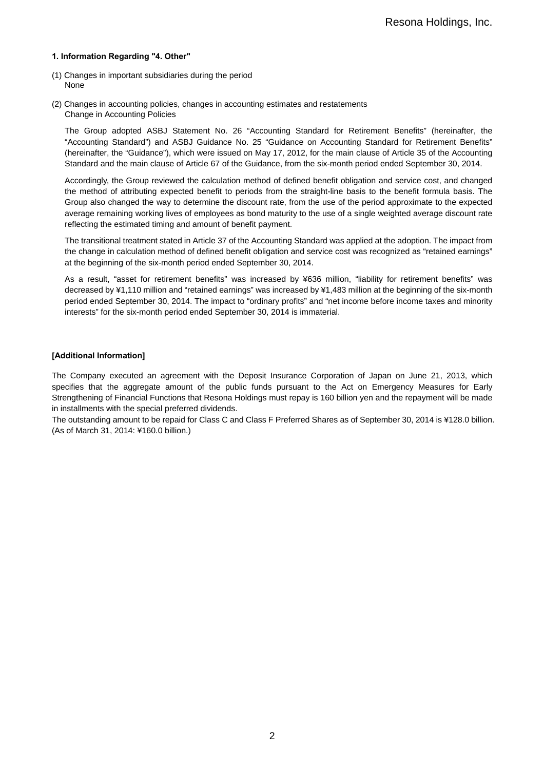### 1. Information Regarding "4. Other"

(1) Changes in important subsidiaries during the period
None

(2) Changes in accounting policies, changes in accounting estimates and restatements
Change in Accounting Policies

The Group adopted ASBJ Statement No. 26 "Accounting Standard for Retirement Benefits" (hereinafter, the "Accounting Standard") and ASBJ Guidance No. 25 "Guidance on Accounting Standard for Retirement Benefits" (hereinafter, the "Guidance"), which were issued on May 17, 2012, for the main clause of Article 35 of the Accounting Standard and the main clause of Article 67 of the Guidance, from the six-month period ended September 30, 2014.

Accordingly, the Group reviewed the calculation method of defined benefit obligation and service cost, and changed the method of attributing expected benefit to periods from the straight-line basis to the benefit formula basis. The Group also changed the way to determine the discount rate, from the use of the period approximate to the expected average remaining working lives of employees as bond maturity to the use of a single weighted average discount rate reflecting the estimated timing and amount of benefit payment.

The transitional treatment stated in Article 37 of the Accounting Standard was applied at the adoption. The impact from the change in calculation method of defined benefit obligation and service cost was recognized as "retained earnings" at the beginning of the six-month period ended September 30, 2014.

As a result, "asset for retirement benefits" was increased by ¥636 million, "liability for retirement benefits" was decreased by ¥1,110 million and "retained earnings" was increased by ¥1,483 million at the beginning of the six-month period ended September 30, 2014. The impact to "ordinary profits" and "net income before income taxes and minority interests" for the six-month period ended September 30, 2014 is immaterial.

### [Additional Information]

The Company executed an agreement with the Deposit Insurance Corporation of Japan on June 21, 2013, which specifies that the aggregate amount of the public funds pursuant to the Act on Emergency Measures for Early Strengthening of Financial Functions that Resona Holdings must repay is 160 billion yen and the repayment will be made in installments with the special preferred dividends.
The outstanding amount to be repaid for Class C and Class F Preferred Shares as of September 30, 2014 is ¥128.0 billion. (As of March 31, 2014: ¥160.0 billion.)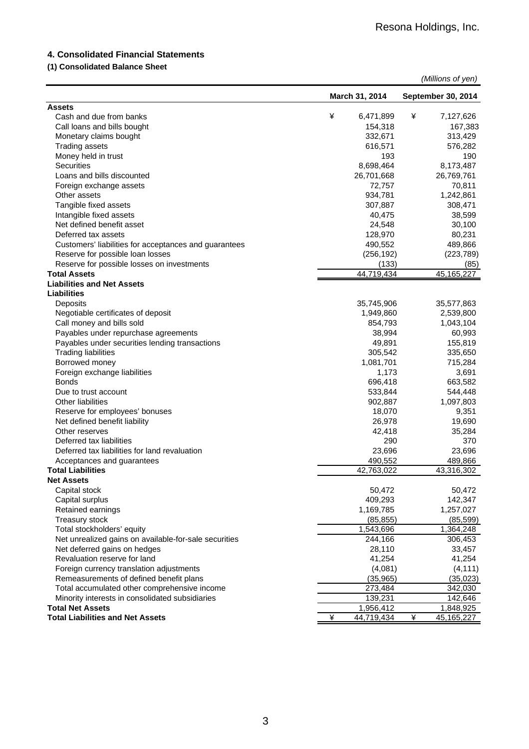## 4. Consolidated Financial Statements

### (1) Consolidated Balance Sheet

*(Millions of yen)*

| | March 31, 2014 | September 30, 2014 |
|---|---|---|
| **Assets** | | |
| Cash and due from banks | ¥ 6,471,899 | ¥ 7,127,626 |
| Call loans and bills bought | 154,318 | 167,383 |
| Monetary claims bought | 332,671 | 313,429 |
| Trading assets | 616,571 | 576,282 |
| Money held in trust | 193 | 190 |
| Securities | 8,698,464 | 8,173,487 |
| Loans and bills discounted | 26,701,668 | 26,769,761 |
| Foreign exchange assets | 72,757 | 70,811 |
| Other assets | 934,781 | 1,242,861 |
| Tangible fixed assets | 307,887 | 308,471 |
| Intangible fixed assets | 40,475 | 38,599 |
| Net defined benefit asset | 24,548 | 30,100 |
| Deferred tax assets | 128,970 | 80,231 |
| Customers' liabilities for acceptances and guarantees | 490,552 | 489,866 |
| Reserve for possible loan losses | (256,192) | (223,789) |
| Reserve for possible losses on investments | (133) | (85) |
| **Total Assets** | 44,719,434 | 45,165,227 |
| **Liabilities and Net Assets** | | |
| **Liabilities** | | |
| Deposits | 35,745,906 | 35,577,863 |
| Negotiable certificates of deposit | 1,949,860 | 2,539,800 |
| Call money and bills sold | 854,793 | 1,043,104 |
| Payables under repurchase agreements | 38,994 | 60,993 |
| Payables under securities lending transactions | 49,891 | 155,819 |
| Trading liabilities | 305,542 | 335,650 |
| Borrowed money | 1,081,701 | 715,284 |
| Foreign exchange liabilities | 1,173 | 3,691 |
| Bonds | 696,418 | 663,582 |
| Due to trust account | 533,844 | 544,448 |
| Other liabilities | 902,887 | 1,097,803 |
| Reserve for employees' bonuses | 18,070 | 9,351 |
| Net defined benefit liability | 26,978 | 19,690 |
| Other reserves | 42,418 | 35,284 |
| Deferred tax liabilities | 290 | 370 |
| Deferred tax liabilities for land revaluation | 23,696 | 23,696 |
| Acceptances and guarantees | 490,552 | 489,866 |
| **Total Liabilities** | 42,763,022 | 43,316,302 |
| **Net Assets** | | |
| Capital stock | 50,472 | 50,472 |
| Capital surplus | 409,293 | 142,347 |
| Retained earnings | 1,169,785 | 1,257,027 |
| Treasury stock | (85,855) | (85,599) |
| Total stockholders' equity | 1,543,696 | 1,364,248 |
| Net unrealized gains on available-for-sale securities | 244,166 | 306,453 |
| Net deferred gains on hedges | 28,110 | 33,457 |
| Revaluation reserve for land | 41,254 | 41,254 |
| Foreign currency translation adjustments | (4,081) | (4,111) |
| Remeasurements of defined benefit plans | (35,965) | (35,023) |
| Total accumulated other comprehensive income | 273,484 | 342,030 |
| Minority interests in consolidated subsidiaries | 139,231 | 142,646 |
| **Total Net Assets** | 1,956,412 | 1,848,925 |
| **Total Liabilities and Net Assets** | ¥ 44,719,434 | ¥ 45,165,227 |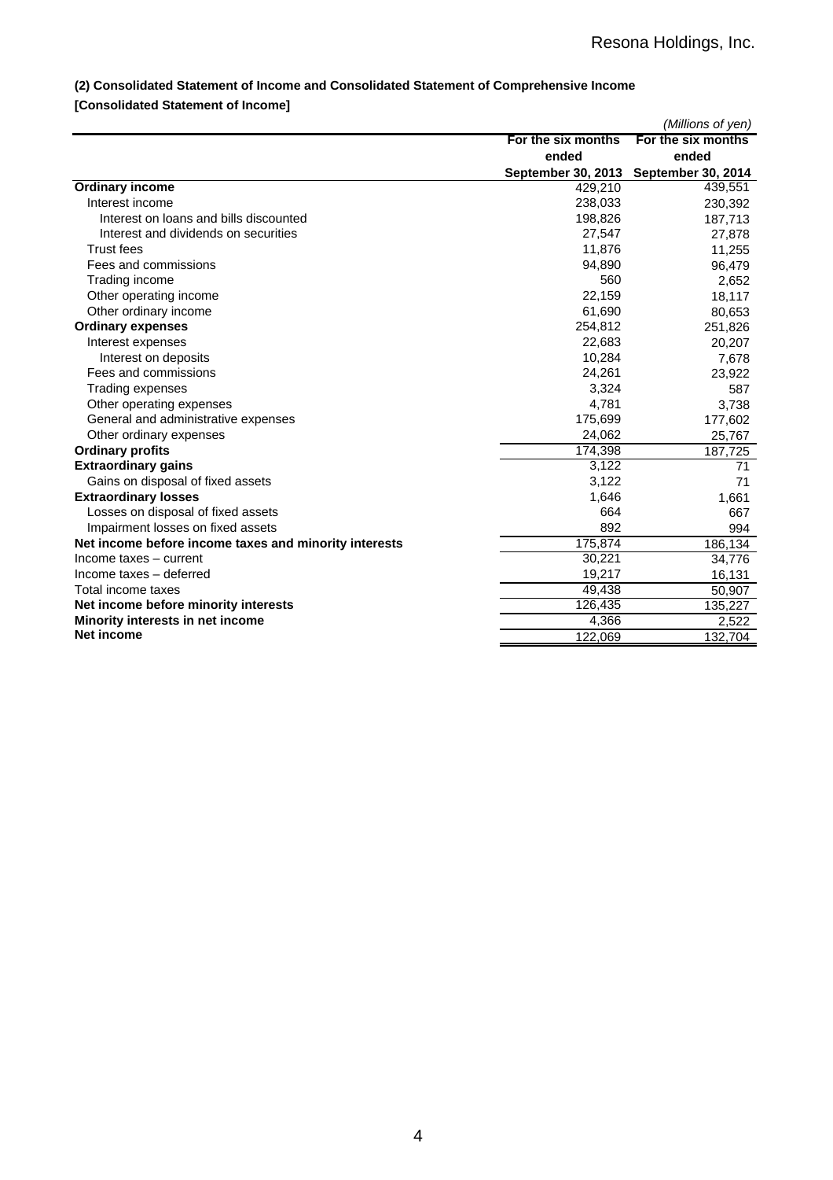**(2) Consolidated Statement of Income and Consolidated Statement of Comprehensive Income**

**[Consolidated Statement of Income]**

*(Millions of yen)*

| | For the six months ended September 30, 2013 | For the six months ended September 30, 2014 |
|---|---|---|
| **Ordinary income** | 429,210 | 439,551 |
| Interest income | 238,033 | 230,392 |
| Interest on loans and bills discounted | 198,826 | 187,713 |
| Interest and dividends on securities | 27,547 | 27,878 |
| Trust fees | 11,876 | 11,255 |
| Fees and commissions | 94,890 | 96,479 |
| Trading income | 560 | 2,652 |
| Other operating income | 22,159 | 18,117 |
| Other ordinary income | 61,690 | 80,653 |
| **Ordinary expenses** | 254,812 | 251,826 |
| Interest expenses | 22,683 | 20,207 |
| Interest on deposits | 10,284 | 7,678 |
| Fees and commissions | 24,261 | 23,922 |
| Trading expenses | 3,324 | 587 |
| Other operating expenses | 4,781 | 3,738 |
| General and administrative expenses | 175,699 | 177,602 |
| Other ordinary expenses | 24,062 | 25,767 |
| **Ordinary profits** | 174,398 | 187,725 |
| **Extraordinary gains** | 3,122 | 71 |
| Gains on disposal of fixed assets | 3,122 | 71 |
| **Extraordinary losses** | 1,646 | 1,661 |
| Losses on disposal of fixed assets | 664 | 667 |
| Impairment losses on fixed assets | 892 | 994 |
| **Net income before income taxes and minority interests** | 175,874 | 186,134 |
| Income taxes – current | 30,221 | 34,776 |
| Income taxes – deferred | 19,217 | 16,131 |
| Total income taxes | 49,438 | 50,907 |
| **Net income before minority interests** | 126,435 | 135,227 |
| **Minority interests in net income** | 4,366 | 2,522 |
| **Net income** | 122,069 | 132,704 |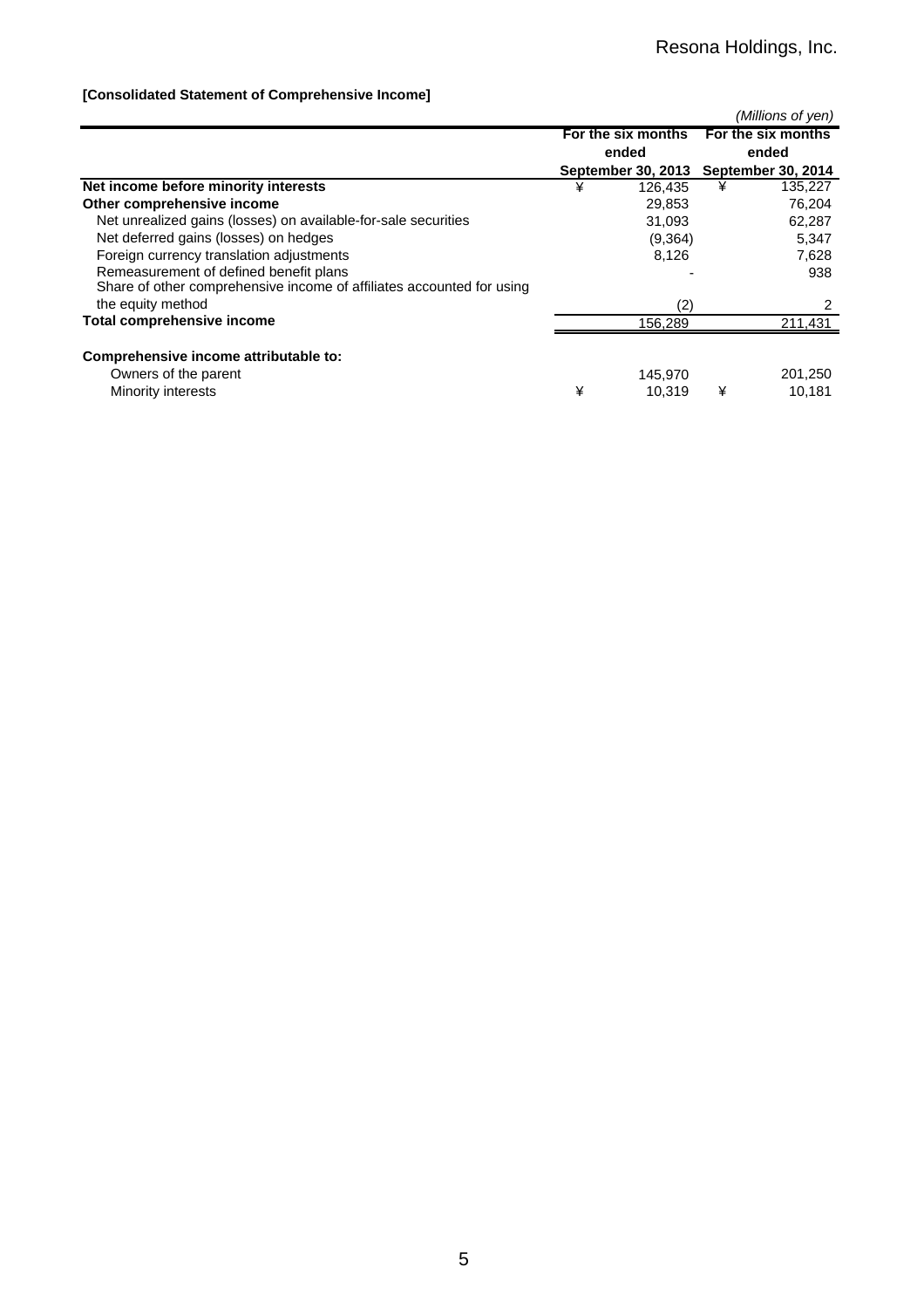**[Consolidated Statement of Comprehensive Income]**

*(Millions of yen)*

| | For the six months ended September 30, 2013 | For the six months ended September 30, 2014 |
|---|---|---|
| **Net income before minority interests** | ¥ 126,435 | ¥ 135,227 |
| **Other comprehensive income** | 29,853 | 76,204 |
| Net unrealized gains (losses) on available-for-sale securities | 31,093 | 62,287 |
| Net deferred gains (losses) on hedges | (9,364) | 5,347 |
| Foreign currency translation adjustments | 8,126 | 7,628 |
| Remeasurement of defined benefit plans | - | 938 |
| Share of other comprehensive income of affiliates accounted for using the equity method | (2) | 2 |
| **Total comprehensive income** | 156,289 | 211,431 |
| | | |
| **Comprehensive income attributable to:** | | |
| Owners of the parent | 145,970 | 201,250 |
| Minority interests | ¥ 10,319 | ¥ 10,181 |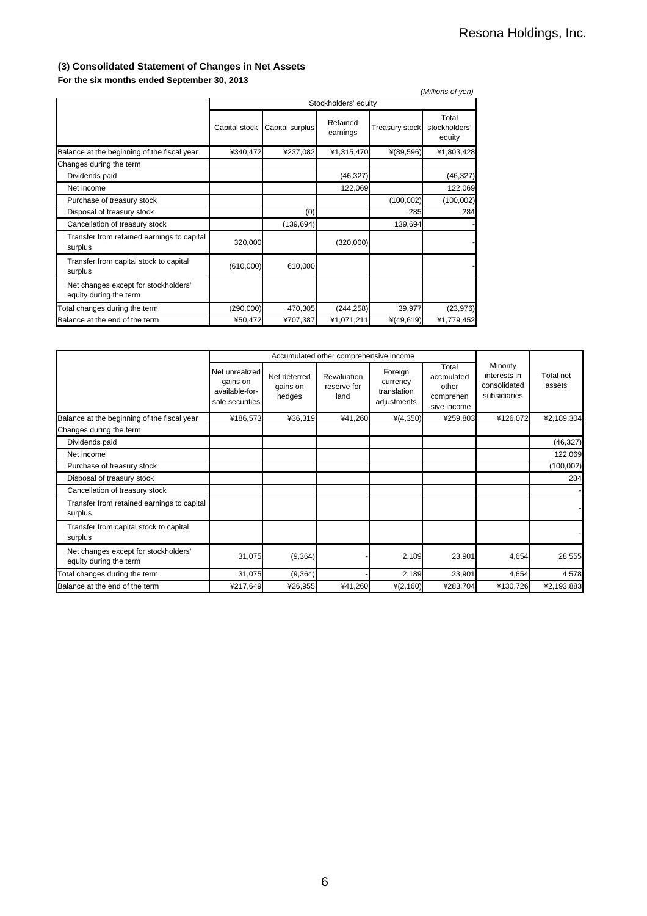### (3) Consolidated Statement of Changes in Net Assets

**For the six months ended September 30, 2013**

*(Millions of yen)*

| | Stockholders' equity | | | | |
|---|---|---|---|---|---|
| | Capital stock | Capital surplus | Retained earnings | Treasury stock | Total stockholders' equity |
| Balance at the beginning of the fiscal year | ¥340,472 | ¥237,082 | ¥1,315,470 | ¥(89,596) | ¥1,803,428 |
| Changes during the term | | | | | |
| Dividends paid | | | (46,327) | | (46,327) |
| Net income | | | 122,069 | | 122,069 |
| Purchase of treasury stock | | | | (100,002) | (100,002) |
| Disposal of treasury stock | | (0) | | 285 | 284 |
| Cancellation of treasury stock | | (139,694) | | 139,694 | - |
| Transfer from retained earnings to capital surplus | 320,000 | | (320,000) | | - |
| Transfer from capital stock to capital surplus | (610,000) | 610,000 | | | - |
| Net changes except for stockholders' equity during the term | | | | | |
| Total changes during the term | (290,000) | 470,305 | (244,258) | 39,977 | (23,976) |
| Balance at the end of the term | ¥50,472 | ¥707,387 | ¥1,071,211 | ¥(49,619) | ¥1,779,452 |

| | Accumulated other comprehensive income | | | | | Minority interests in consolidated subsidiaries | Total net assets |
|---|---|---|---|---|---|---|---|
| | Net unrealized gains on available-for-sale securities | Net deferred gains on hedges | Revaluation reserve for land | Foreign currency translation adjustments | Total accmulated other comprehen -sive income | | |
| Balance at the beginning of the fiscal year | ¥186,573 | ¥36,319 | ¥41,260 | ¥(4,350) | ¥259,803 | ¥126,072 | ¥2,189,304 |
| Changes during the term | | | | | | | |
| Dividends paid | | | | | | | (46,327) |
| Net income | | | | | | | 122,069 |
| Purchase of treasury stock | | | | | | | (100,002) |
| Disposal of treasury stock | | | | | | | 284 |
| Cancellation of treasury stock | | | | | | | - |
| Transfer from retained earnings to capital surplus | | | | | | | - |
| Transfer from capital stock to capital surplus | | | | | | | - |
| Net changes except for stockholders' equity during the term | 31,075 | (9,364) | - | 2,189 | 23,901 | 4,654 | 28,555 |
| Total changes during the term | 31,075 | (9,364) | - | 2,189 | 23,901 | 4,654 | 4,578 |
| Balance at the end of the term | ¥217,649 | ¥26,955 | ¥41,260 | ¥(2,160) | ¥283,704 | ¥130,726 | ¥2,193,883 |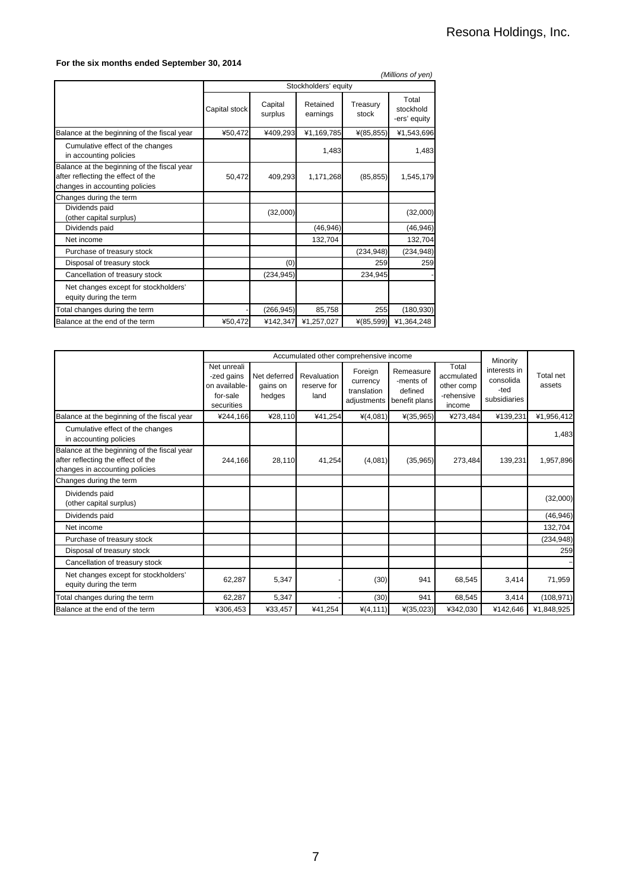**For the six months ended September 30, 2014**

*(Millions of yen)*

| | Stockholders' equity | | | | |
|---|---|---|---|---|---|
| | Capital stock | Capital surplus | Retained earnings | Treasury stock | Total stockholders' equity |
| Balance at the beginning of the fiscal year | ¥50,472 | ¥409,293 | ¥1,169,785 | ¥(85,855) | ¥1,543,696 |
| Cumulative effect of the changes in accounting policies | | | 1,483 | | 1,483 |
| Balance at the beginning of the fiscal year after reflecting the effect of the changes in accounting policies | 50,472 | 409,293 | 1,171,268 | (85,855) | 1,545,179 |
| Changes during the term | | | | | |
| Dividends paid (other capital surplus) | | (32,000) | | | (32,000) |
| Dividends paid | | | (46,946) | | (46,946) |
| Net income | | | 132,704 | | 132,704 |
| Purchase of treasury stock | | | | (234,948) | (234,948) |
| Disposal of treasury stock | | (0) | | 259 | 259 |
| Cancellation of treasury stock | | (234,945) | | 234,945 | - |
| Net changes except for stockholders' equity during the term | | | | | |
| Total changes during the term | - | (266,945) | 85,758 | 255 | (180,930) |
| Balance at the end of the term | ¥50,472 | ¥142,347 | ¥1,257,027 | ¥(85,599) | ¥1,364,248 |

| | Accumulated other comprehensive income | | | | | | Minority interests in consolidated subsidiaries | Total net assets |
|---|---|---|---|---|---|---|---|---|
| | Net unrealized gains on available-for-sale securities | Net deferred gains on hedges | Revaluation reserve for land | Foreign currency translation adjustments | Remeasurements of defined benefit plans | Total accmulated other comprehensive income | | |
| Balance at the beginning of the fiscal year | ¥244,166 | ¥28,110 | ¥41,254 | ¥(4,081) | ¥(35,965) | ¥273,484 | ¥139,231 | ¥1,956,412 |
| Cumulative effect of the changes in accounting policies | | | | | | | | 1,483 |
| Balance at the beginning of the fiscal year after reflecting the effect of the changes in accounting policies | 244,166 | 28,110 | 41,254 | (4,081) | (35,965) | 273,484 | 139,231 | 1,957,896 |
| Changes during the term | | | | | | | | |
| Dividends paid (other capital surplus) | | | | | | | | (32,000) |
| Dividends paid | | | | | | | | (46,946) |
| Net income | | | | | | | | 132,704 |
| Purchase of treasury stock | | | | | | | | (234,948) |
| Disposal of treasury stock | | | | | | | | 259 |
| Cancellation of treasury stock | | | | | | | | - |
| Net changes except for stockholders' equity during the term | 62,287 | 5,347 | - | (30) | 941 | 68,545 | 3,414 | 71,959 |
| Total changes during the term | 62,287 | 5,347 | - | (30) | 941 | 68,545 | 3,414 | (108,971) |
| Balance at the end of the term | ¥306,453 | ¥33,457 | ¥41,254 | ¥(4,111) | ¥(35,023) | ¥342,030 | ¥142,646 | ¥1,848,925 |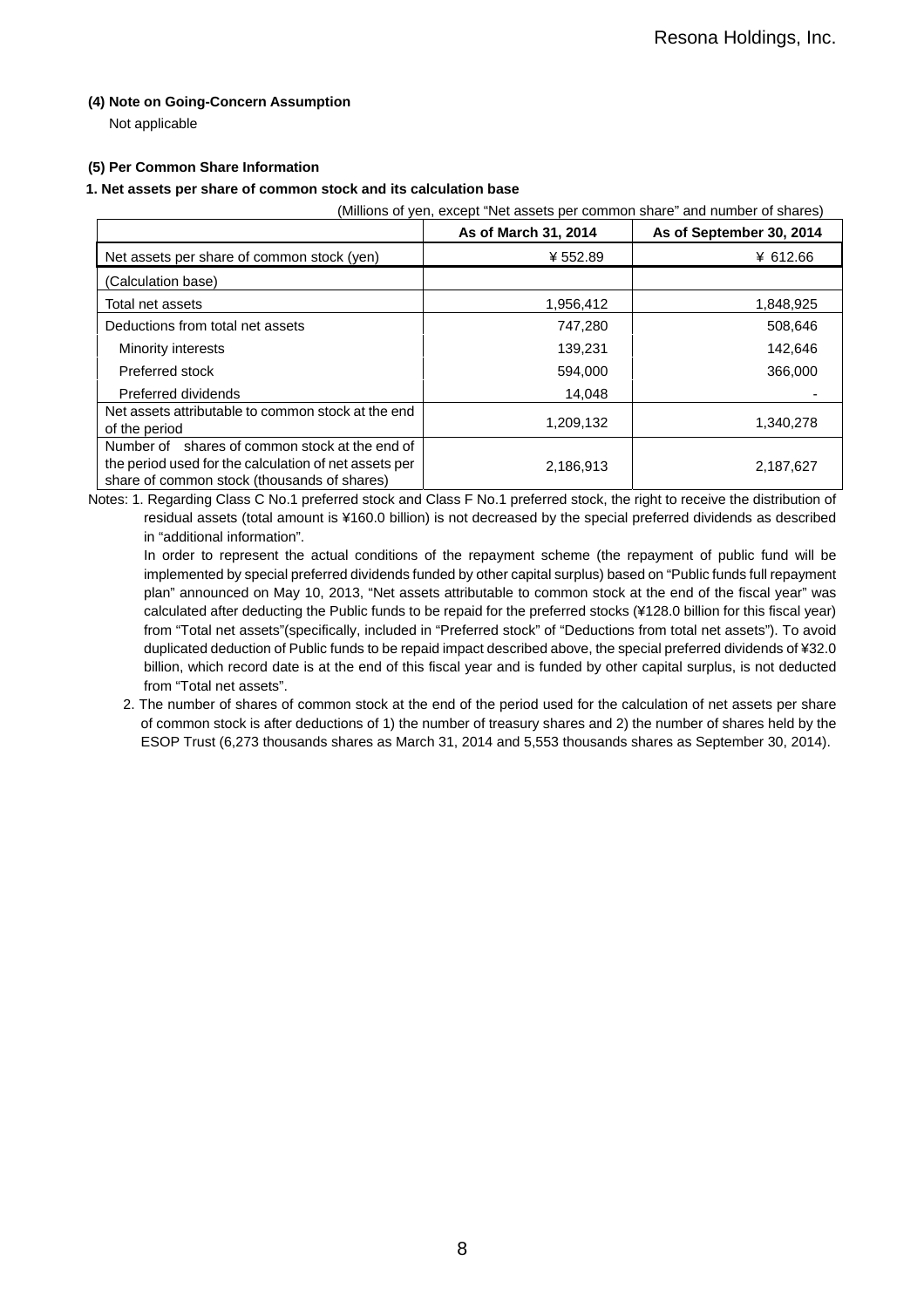### (4) Note on Going-Concern Assumption

Not applicable

### (5) Per Common Share Information

#### 1. Net assets per share of common stock and its calculation base

(Millions of yen, except "Net assets per common share" and number of shares)

| | As of March 31, 2014 | As of September 30, 2014 |
|---|---|---|
| Net assets per share of common stock (yen) | ¥ 552.89 | ¥ 612.66 |
| (Calculation base) | | |
| Total net assets | 1,956,412 | 1,848,925 |
| Deductions from total net assets | 747,280 | 508,646 |
| Minority interests | 139,231 | 142,646 |
| Preferred stock | 594,000 | 366,000 |
| Preferred dividends | 14,048 | - |
| Net assets attributable to common stock at the end of the period | 1,209,132 | 1,340,278 |
| Number of shares of common stock at the end of the period used for the calculation of net assets per share of common stock (thousands of shares) | 2,186,913 | 2,187,627 |

Notes: 1. Regarding Class C No.1 preferred stock and Class F No.1 preferred stock, the right to receive the distribution of residual assets (total amount is ¥160.0 billion) is not decreased by the special preferred dividends as described in "additional information".

In order to represent the actual conditions of the repayment scheme (the repayment of public fund will be implemented by special preferred dividends funded by other capital surplus) based on "Public funds full repayment plan" announced on May 10, 2013, "Net assets attributable to common stock at the end of the fiscal year" was calculated after deducting the Public funds to be repaid for the preferred stocks (¥128.0 billion for this fiscal year) from "Total net assets"(specifically, included in "Preferred stock" of "Deductions from total net assets"). To avoid duplicated deduction of Public funds to be repaid impact described above, the special preferred dividends of ¥32.0 billion, which record date is at the end of this fiscal year and is funded by other capital surplus, is not deducted from "Total net assets".

2. The number of shares of common stock at the end of the period used for the calculation of net assets per share of common stock is after deductions of 1) the number of treasury shares and 2) the number of shares held by the ESOP Trust (6,273 thousands shares as March 31, 2014 and 5,553 thousands shares as September 30, 2014).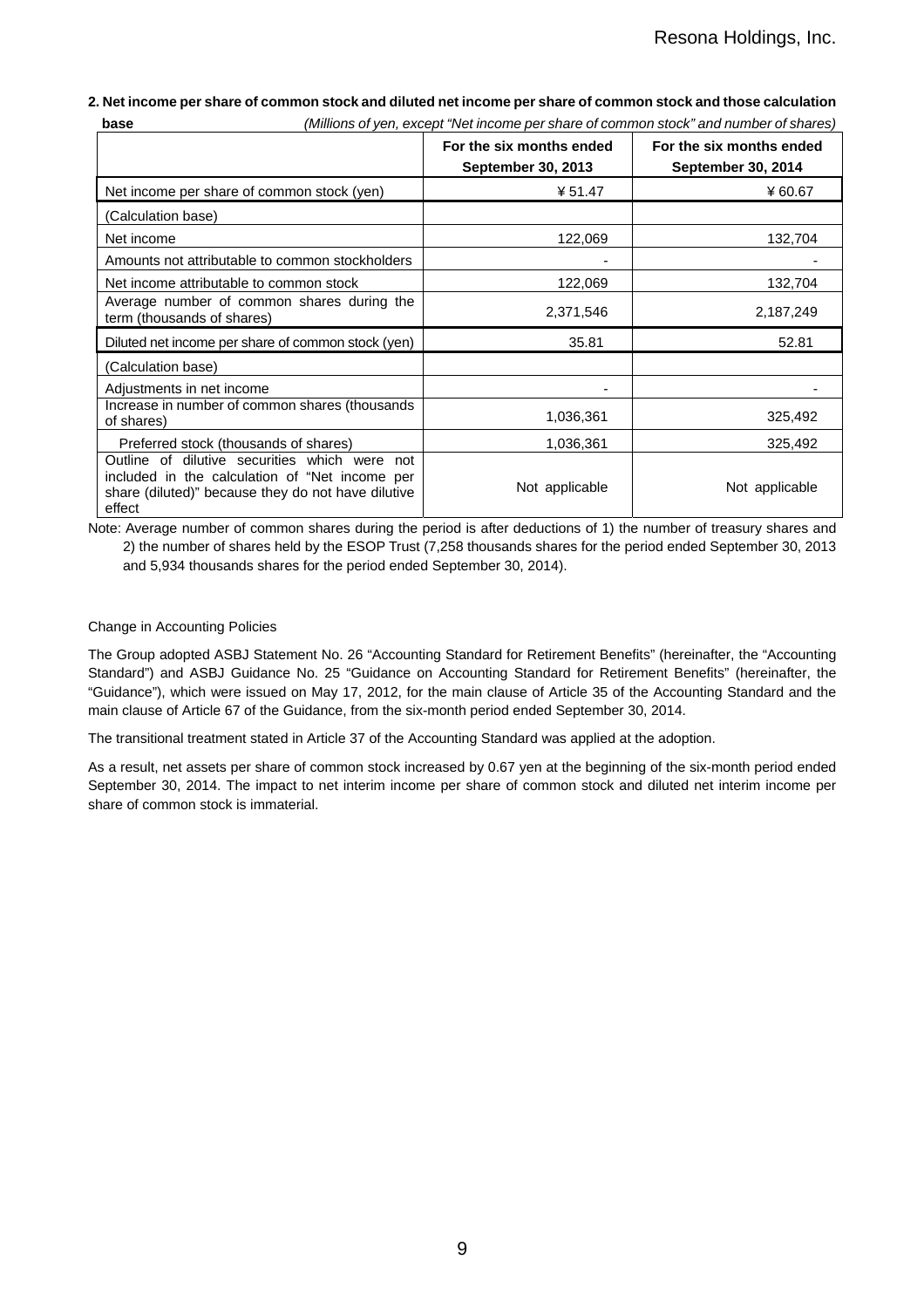**2. Net income per share of common stock and diluted net income per share of common stock and those calculation base**

*(Millions of yen, except "Net income per share of common stock" and number of shares)*

| | For the six months ended September 30, 2013 | For the six months ended September 30, 2014 |
|---|---|---|
| Net income per share of common stock (yen) | ¥ 51.47 | ¥ 60.67 |
| (Calculation base) | | |
| Net income | 122,069 | 132,704 |
| Amounts not attributable to common stockholders | - | - |
| Net income attributable to common stock | 122,069 | 132,704 |
| Average number of common shares during the term (thousands of shares) | 2,371,546 | 2,187,249 |
| Diluted net income per share of common stock (yen) | 35.81 | 52.81 |
| (Calculation base) | | |
| Adjustments in net income | - | - |
| Increase in number of common shares (thousands of shares) | 1,036,361 | 325,492 |
| Preferred stock (thousands of shares) | 1,036,361 | 325,492 |
| Outline of dilutive securities which were not included in the calculation of "Net income per share (diluted)" because they do not have dilutive effect | Not applicable | Not applicable |

Note: Average number of common shares during the period is after deductions of 1) the number of treasury shares and 2) the number of shares held by the ESOP Trust (7,258 thousands shares for the period ended September 30, 2013 and 5,934 thousands shares for the period ended September 30, 2014).

Change in Accounting Policies

The Group adopted ASBJ Statement No. 26 "Accounting Standard for Retirement Benefits" (hereinafter, the "Accounting Standard") and ASBJ Guidance No. 25 "Guidance on Accounting Standard for Retirement Benefits" (hereinafter, the "Guidance"), which were issued on May 17, 2012, for the main clause of Article 35 of the Accounting Standard and the main clause of Article 67 of the Guidance, from the six-month period ended September 30, 2014.

The transitional treatment stated in Article 37 of the Accounting Standard was applied at the adoption.

As a result, net assets per share of common stock increased by 0.67 yen at the beginning of the six-month period ended September 30, 2014. The impact to net interim income per share of common stock and diluted net interim income per share of common stock is immaterial.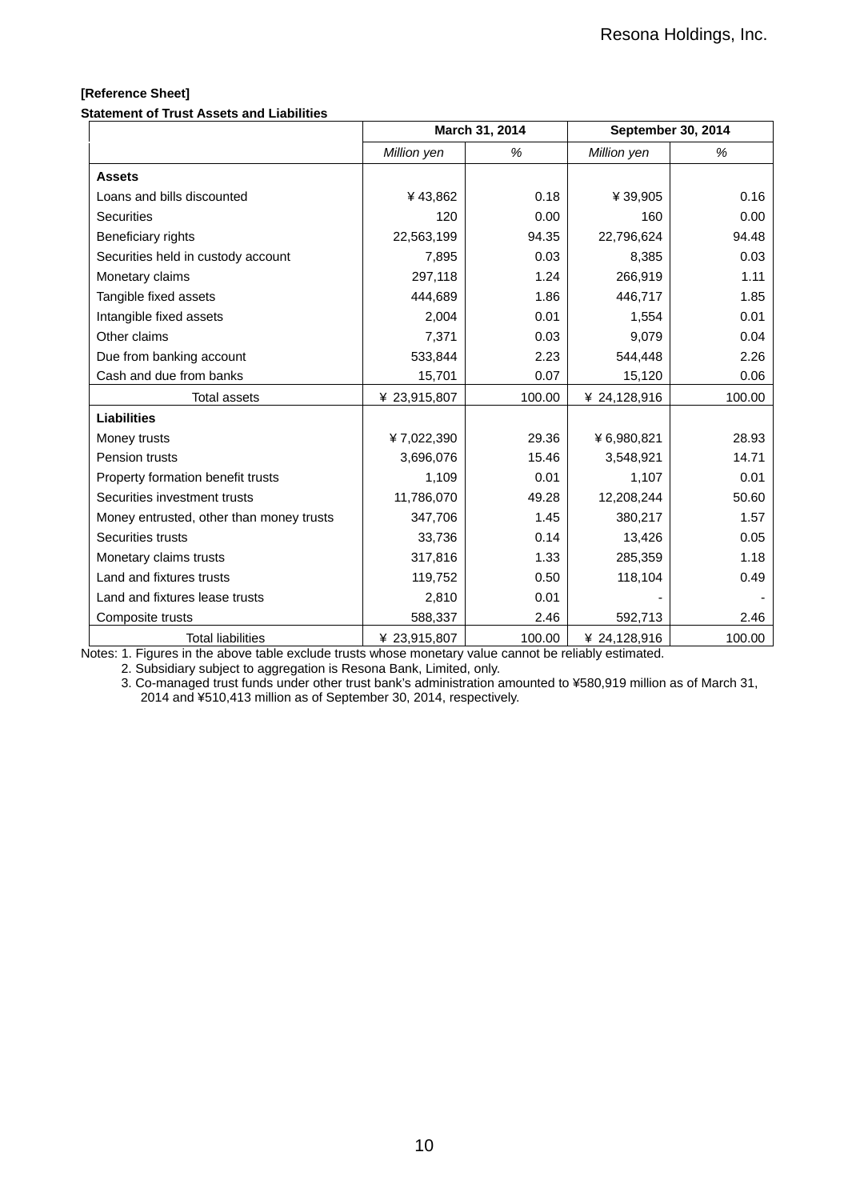**[Reference Sheet]**

**Statement of Trust Assets and Liabilities**

| | March 31, 2014 | | September 30, 2014 | |
|---|---|---|---|---|
| | *Million yen* | *%* | *Million yen* | *%* |
| **Assets** | | | | |
| Loans and bills discounted | ¥43,862 | 0.18 | ¥39,905 | 0.16 |
| Securities | 120 | 0.00 | 160 | 0.00 |
| Beneficiary rights | 22,563,199 | 94.35 | 22,796,624 | 94.48 |
| Securities held in custody account | 7,895 | 0.03 | 8,385 | 0.03 |
| Monetary claims | 297,118 | 1.24 | 266,919 | 1.11 |
| Tangible fixed assets | 444,689 | 1.86 | 446,717 | 1.85 |
| Intangible fixed assets | 2,004 | 0.01 | 1,554 | 0.01 |
| Other claims | 7,371 | 0.03 | 9,079 | 0.04 |
| Due from banking account | 533,844 | 2.23 | 544,448 | 2.26 |
| Cash and due from banks | 15,701 | 0.07 | 15,120 | 0.06 |
| Total assets | ¥ 23,915,807 | 100.00 | ¥ 24,128,916 | 100.00 |
| **Liabilities** | | | | |
| Money trusts | ¥7,022,390 | 29.36 | ¥6,980,821 | 28.93 |
| Pension trusts | 3,696,076 | 15.46 | 3,548,921 | 14.71 |
| Property formation benefit trusts | 1,109 | 0.01 | 1,107 | 0.01 |
| Securities investment trusts | 11,786,070 | 49.28 | 12,208,244 | 50.60 |
| Money entrusted, other than money trusts | 347,706 | 1.45 | 380,217 | 1.57 |
| Securities trusts | 33,736 | 0.14 | 13,426 | 0.05 |
| Monetary claims trusts | 317,816 | 1.33 | 285,359 | 1.18 |
| Land and fixtures trusts | 119,752 | 0.50 | 118,104 | 0.49 |
| Land and fixtures lease trusts | 2,810 | 0.01 | - | - |
| Composite trusts | 588,337 | 2.46 | 592,713 | 2.46 |
| Total liabilities | ¥ 23,915,807 | 100.00 | ¥ 24,128,916 | 100.00 |

Notes: 1. Figures in the above table exclude trusts whose monetary value cannot be reliably estimated.

2. Subsidiary subject to aggregation is Resona Bank, Limited, only.

3. Co-managed trust funds under other trust bank's administration amounted to ¥580,919 million as of March 31, 2014 and ¥510,413 million as of September 30, 2014, respectively.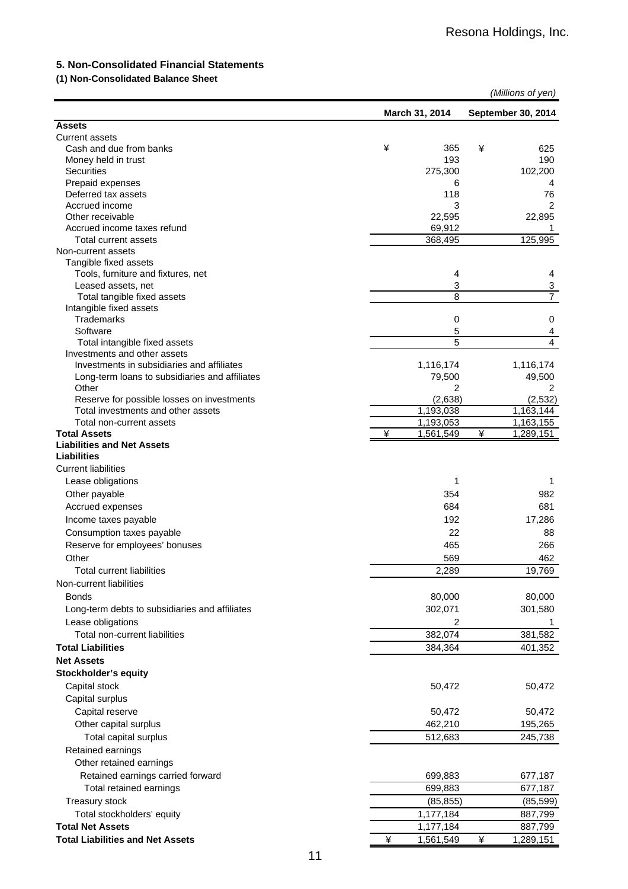## 5. Non-Consolidated Financial Statements

### (1) Non-Consolidated Balance Sheet

*(Millions of yen)*

| | March 31, 2014 | September 30, 2014 |
|---|---|---|
| **Assets** | | |
| Current assets | | |
| Cash and due from banks | ¥ 365 | ¥ 625 |
| Money held in trust | 193 | 190 |
| Securities | 275,300 | 102,200 |
| Prepaid expenses | 6 | 4 |
| Deferred tax assets | 118 | 76 |
| Accrued income | 3 | 2 |
| Other receivable | 22,595 | 22,895 |
| Accrued income taxes refund | 69,912 | 1 |
| Total current assets | 368,495 | 125,995 |
| Non-current assets | | |
| Tangible fixed assets | | |
| Tools, furniture and fixtures, net | 4 | 4 |
| Leased assets, net | 3 | 3 |
| Total tangible fixed assets | 8 | 7 |
| Intangible fixed assets | | |
| Trademarks | 0 | 0 |
| Software | 5 | 4 |
| Total intangible fixed assets | 5 | 4 |
| Investments and other assets | | |
| Investments in subsidiaries and affiliates | 1,116,174 | 1,116,174 |
| Long-term loans to subsidiaries and affiliates | 79,500 | 49,500 |
| Other | 2 | 2 |
| Reserve for possible losses on investments | (2,638) | (2,532) |
| Total investments and other assets | 1,193,038 | 1,163,144 |
| Total non-current assets | 1,193,053 | 1,163,155 |
| **Total Assets** | ¥ 1,561,549 | ¥ 1,289,151 |
| **Liabilities and Net Assets** | | |
| **Liabilities** | | |
| Current liabilities | | |
| Lease obligations | 1 | 1 |
| Other payable | 354 | 982 |
| Accrued expenses | 684 | 681 |
| Income taxes payable | 192 | 17,286 |
| Consumption taxes payable | 22 | 88 |
| Reserve for employees' bonuses | 465 | 266 |
| Other | 569 | 462 |
| Total current liabilities | 2,289 | 19,769 |
| Non-current liabilities | | |
| Bonds | 80,000 | 80,000 |
| Long-term debts to subsidiaries and affiliates | 302,071 | 301,580 |
| Lease obligations | 2 | 1 |
| Total non-current liabilities | 382,074 | 381,582 |
| **Total Liabilities** | 384,364 | 401,352 |
| **Net Assets** | | |
| **Stockholder's equity** | | |
| Capital stock | 50,472 | 50,472 |
| Capital surplus | | |
| Capital reserve | 50,472 | 50,472 |
| Other capital surplus | 462,210 | 195,265 |
| Total capital surplus | 512,683 | 245,738 |
| Retained earnings | | |
| Other retained earnings | | |
| Retained earnings carried forward | 699,883 | 677,187 |
| Total retained earnings | 699,883 | 677,187 |
| Treasury stock | (85,855) | (85,599) |
| Total stockholders' equity | 1,177,184 | 887,799 |
| **Total Net Assets** | 1,177,184 | 887,799 |
| **Total Liabilities and Net Assets** | ¥ 1,561,549 | ¥ 1,289,151 |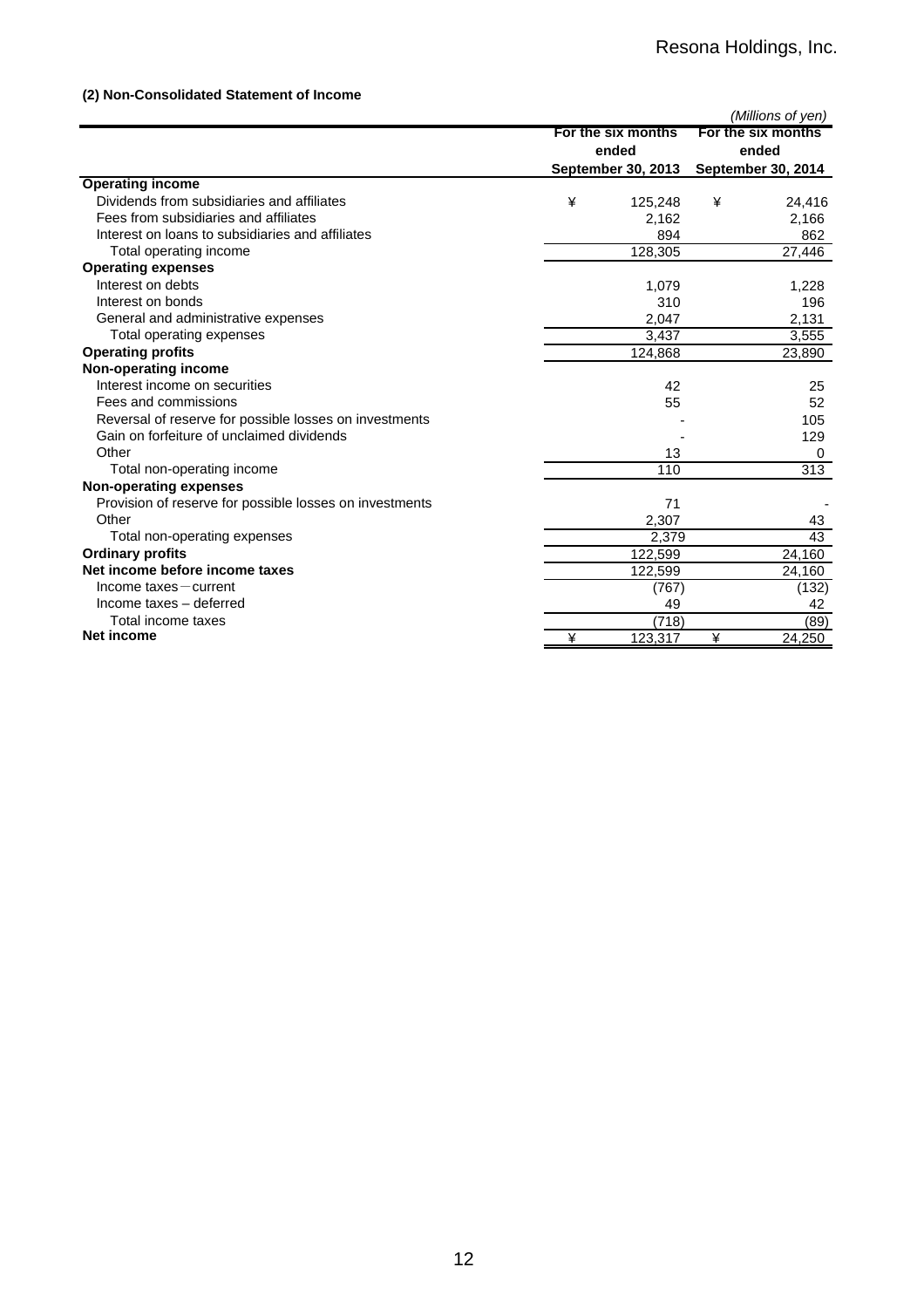### (2) Non-Consolidated Statement of Income

*(Millions of yen)*

| | For the six months ended September 30, 2013 | For the six months ended September 30, 2014 |
|---|---|---|
| **Operating income** | | |
| Dividends from subsidiaries and affiliates | ¥ 125,248 | ¥ 24,416 |
| Fees from subsidiaries and affiliates | 2,162 | 2,166 |
| Interest on loans to subsidiaries and affiliates | 894 | 862 |
| Total operating income | 128,305 | 27,446 |
| **Operating expenses** | | |
| Interest on debts | 1,079 | 1,228 |
| Interest on bonds | 310 | 196 |
| General and administrative expenses | 2,047 | 2,131 |
| Total operating expenses | 3,437 | 3,555 |
| **Operating profits** | 124,868 | 23,890 |
| **Non-operating income** | | |
| Interest income on securities | 42 | 25 |
| Fees and commissions | 55 | 52 |
| Reversal of reserve for possible losses on investments | - | 105 |
| Gain on forfeiture of unclaimed dividends | - | 129 |
| Other | 13 | 0 |
| Total non-operating income | 110 | 313 |
| **Non-operating expenses** | | |
| Provision of reserve for possible losses on investments | 71 | - |
| Other | 2,307 | 43 |
| Total non-operating expenses | 2,379 | 43 |
| **Ordinary profits** | 122,599 | 24,160 |
| **Net income before income taxes** | 122,599 | 24,160 |
| Income taxes－current | (767) | (132) |
| Income taxes – deferred | 49 | 42 |
| Total income taxes | (718) | (89) |
| **Net income** | ¥ 123,317 | ¥ 24,250 |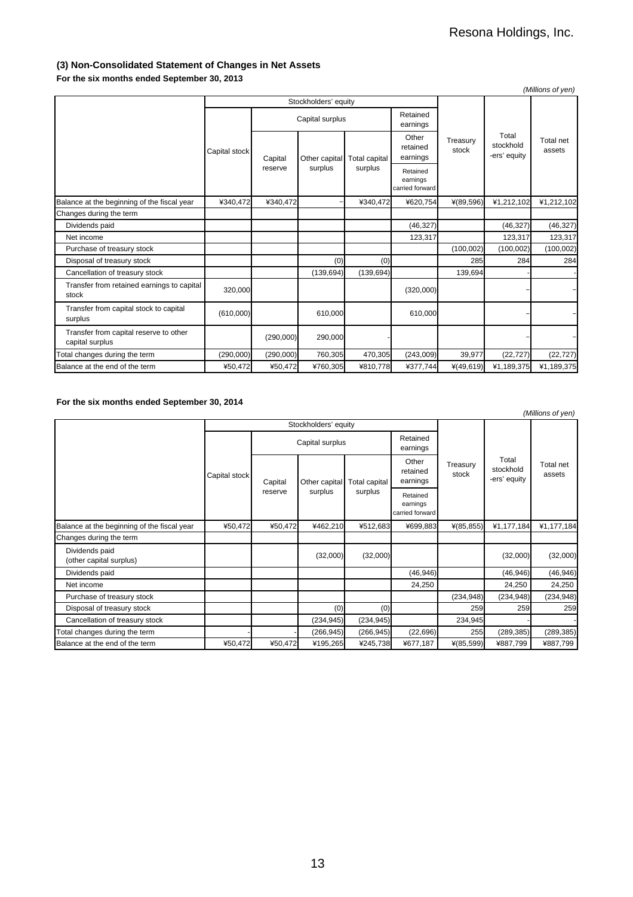### (3) Non-Consolidated Statement of Changes in Net Assets

**For the six months ended September 30, 2013**

*(Millions of yen)*

| | Stockholders' equity | | | | | | | |
|---|---|---|---|---|---|---|---|---|
| | Capital stock | Capital surplus | | | Retained earnings | Treasury stock | Total stockholders' equity | Total net assets |
| | | Capital reserve | Other capital surplus | Total capital surplus | Other retained earnings | | | |
| | | | | | Retained earnings carried forward | | | |
| Balance at the beginning of the fiscal year | ¥340,472 | ¥340,472 | – | ¥340,472 | ¥620,754 | ¥(89,596) | ¥1,212,102 | ¥1,212,102 |
| Changes during the term | | | | | | | | |
| Dividends paid | | | | | (46,327) | | (46,327) | (46,327) |
| Net income | | | | | 123,317 | | 123,317 | 123,317 |
| Purchase of treasury stock | | | | | | (100,002) | (100,002) | (100,002) |
| Disposal of treasury stock | | | (0) | (0) | | 285 | 284 | 284 |
| Cancellation of treasury stock | | | (139,694) | (139,694) | | 139,694 | - | - |
| Transfer from retained earnings to capital stock | 320,000 | | | | (320,000) | | – | – |
| Transfer from capital stock to capital surplus | (610,000) | | 610,000 | | 610,000 | | – | – |
| Transfer from capital reserve to other capital surplus | | (290,000) | 290,000 | - | | | – | – |
| Total changes during the term | (290,000) | (290,000) | 760,305 | 470,305 | (243,009) | 39,977 | (22,727) | (22,727) |
| Balance at the end of the term | ¥50,472 | ¥50,472 | ¥760,305 | ¥810,778 | ¥377,744 | ¥(49,619) | ¥1,189,375 | ¥1,189,375 |

**For the six months ended September 30, 2014**

*(Millions of yen)*

| | Stockholders' equity | | | | | | | |
|---|---|---|---|---|---|---|---|---|
| | Capital stock | Capital surplus | | | Retained earnings | Treasury stock | Total stockholders' equity | Total net assets |
| | | Capital reserve | Other capital surplus | Total capital surplus | Other retained earnings | | | |
| | | | | | Retained earnings carried forward | | | |
| Balance at the beginning of the fiscal year | ¥50,472 | ¥50,472 | ¥462,210 | ¥512,683 | ¥699,883 | ¥(85,855) | ¥1,177,184 | ¥1,177,184 |
| Changes during the term | | | | | | | | |
| Dividends paid (other capital surplus) | | | (32,000) | (32,000) | | | (32,000) | (32,000) |
| Dividends paid | | | | | (46,946) | | (46,946) | (46,946) |
| Net income | | | | | 24,250 | | 24,250 | 24,250 |
| Purchase of treasury stock | | | | | | (234,948) | (234,948) | (234,948) |
| Disposal of treasury stock | | | (0) | (0) | | 259 | 259 | 259 |
| Cancellation of treasury stock | | | (234,945) | (234,945) | | 234,945 | - | - |
| Total changes during the term | - | - | (266,945) | (266,945) | (22,696) | 255 | (289,385) | (289,385) |
| Balance at the end of the term | ¥50,472 | ¥50,472 | ¥195,265 | ¥245,738 | ¥677,187 | ¥(85,599) | ¥887,799 | ¥887,799 |